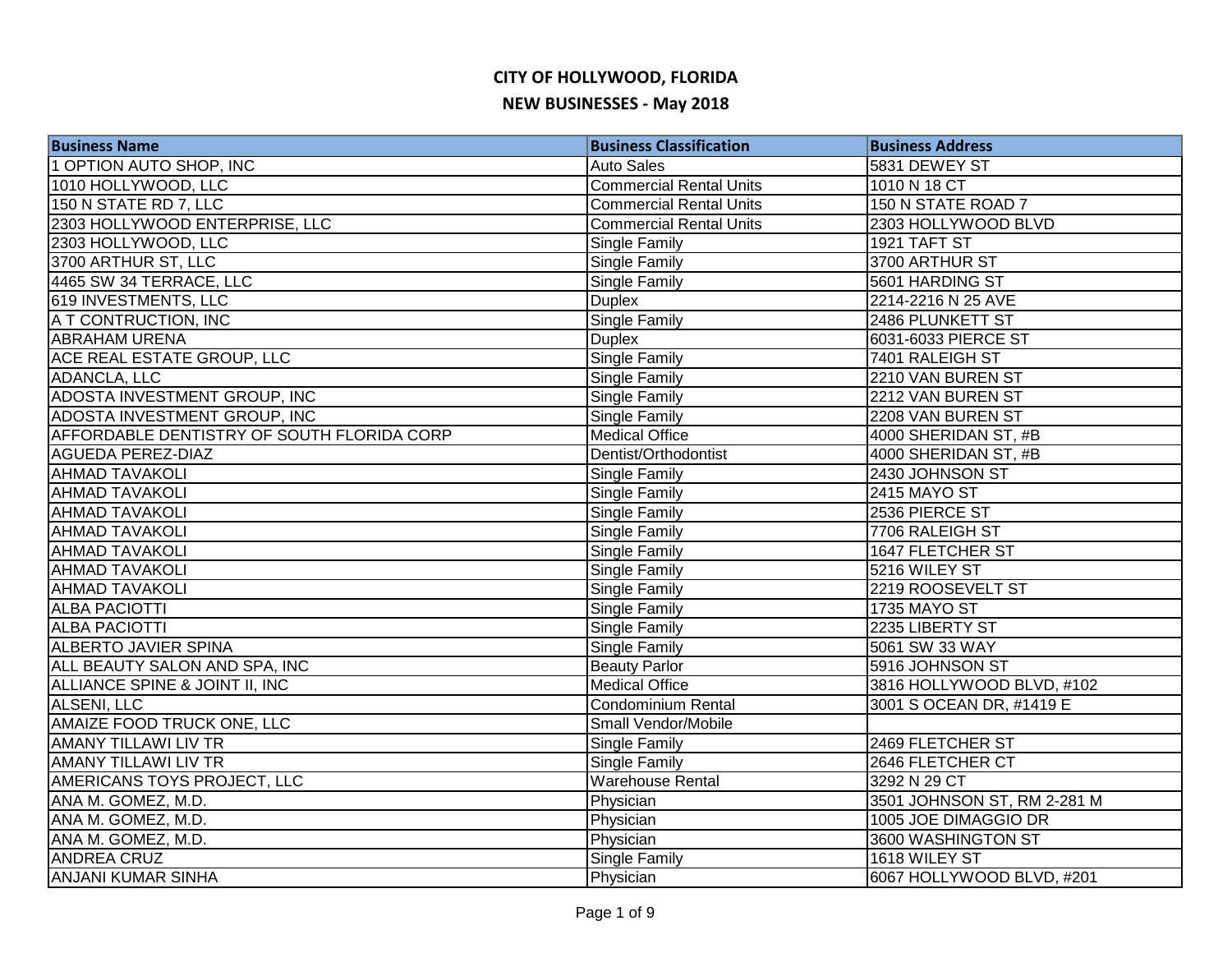# CITY OF HOLLYWOOD, FLORIDA

## NEW BUSINESSES - May 2018

| Business Name | Business Classification | Business Address |
|---|---|---|
| 1 OPTION AUTO SHOP, INC | Auto Sales | 5831 DEWEY ST |
| 1010 HOLLYWOOD, LLC | Commercial Rental Units | 1010 N 18 CT |
| 150 N STATE RD 7, LLC | Commercial Rental Units | 150 N STATE ROAD 7 |
| 2303 HOLLYWOOD ENTERPRISE, LLC | Commercial Rental Units | 2303 HOLLYWOOD BLVD |
| 2303 HOLLYWOOD, LLC | Single Family | 1921 TAFT ST |
| 3700 ARTHUR ST, LLC | Single Family | 3700 ARTHUR ST |
| 4465 SW 34 TERRACE, LLC | Single Family | 5601 HARDING ST |
| 619 INVESTMENTS, LLC | Duplex | 2214-2216 N 25 AVE |
| A T CONTRUCTION, INC | Single Family | 2486 PLUNKETT ST |
| ABRAHAM URENA | Duplex | 6031-6033 PIERCE ST |
| ACE REAL ESTATE GROUP, LLC | Single Family | 7401 RALEIGH ST |
| ADANCLA, LLC | Single Family | 2210 VAN BUREN ST |
| ADOSTA INVESTMENT GROUP, INC | Single Family | 2212 VAN BUREN ST |
| ADOSTA INVESTMENT GROUP, INC | Single Family | 2208 VAN BUREN ST |
| AFFORDABLE DENTISTRY OF SOUTH FLORIDA CORP | Medical Office | 4000 SHERIDAN ST, #B |
| AGUEDA PEREZ-DIAZ | Dentist/Orthodontist | 4000 SHERIDAN ST, #B |
| AHMAD TAVAKOLI | Single Family | 2430 JOHNSON ST |
| AHMAD TAVAKOLI | Single Family | 2415 MAYO ST |
| AHMAD TAVAKOLI | Single Family | 2536 PIERCE ST |
| AHMAD TAVAKOLI | Single Family | 7706 RALEIGH ST |
| AHMAD TAVAKOLI | Single Family | 1647 FLETCHER ST |
| AHMAD TAVAKOLI | Single Family | 5216 WILEY ST |
| AHMAD TAVAKOLI | Single Family | 2219 ROOSEVELT ST |
| ALBA PACIOTTI | Single Family | 1735 MAYO ST |
| ALBA PACIOTTI | Single Family | 2235 LIBERTY ST |
| ALBERTO JAVIER SPINA | Single Family | 5061 SW 33 WAY |
| ALL BEAUTY SALON AND SPA, INC | Beauty Parlor | 5916 JOHNSON ST |
| ALLIANCE SPINE & JOINT II, INC | Medical Office | 3816 HOLLYWOOD BLVD, #102 |
| ALSENI, LLC | Condominium Rental | 3001 S OCEAN DR, #1419 E |
| AMAIZE FOOD TRUCK ONE, LLC | Small Vendor/Mobile | |
| AMANY TILLAWI LIV TR | Single Family | 2469 FLETCHER ST |
| AMANY TILLAWI LIV TR | Single Family | 2646 FLETCHER CT |
| AMERICANS TOYS PROJECT, LLC | Warehouse Rental | 3292 N 29 CT |
| ANA M. GOMEZ, M.D. | Physician | 3501 JOHNSON ST, RM 2-281 M |
| ANA M. GOMEZ, M.D. | Physician | 1005 JOE DIMAGGIO DR |
| ANA M. GOMEZ, M.D. | Physician | 3600 WASHINGTON ST |
| ANDREA CRUZ | Single Family | 1618 WILEY ST |
| ANJANI KUMAR SINHA | Physician | 6067 HOLLYWOOD BLVD, #201 |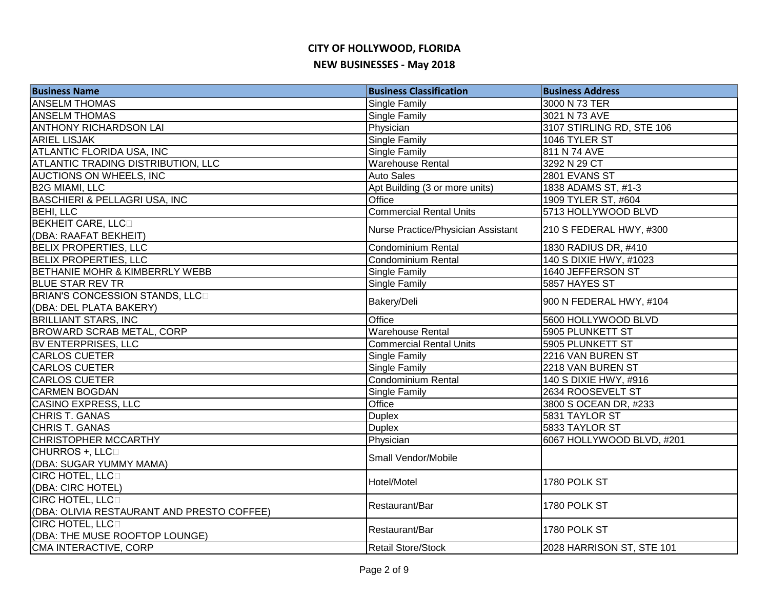# CITY OF HOLLYWOOD, FLORIDA

## NEW BUSINESSES - May 2018

| Business Name | Business Classification | Business Address |
|---|---|---|
| ANSELM THOMAS | Single Family | 3000 N 73 TER |
| ANSELM THOMAS | Single Family | 3021 N 73 AVE |
| ANTHONY RICHARDSON LAI | Physician | 3107 STIRLING RD, STE 106 |
| ARIEL LISJAK | Single Family | 1046 TYLER ST |
| ATLANTIC FLORIDA USA, INC | Single Family | 811 N 74 AVE |
| ATLANTIC TRADING DISTRIBUTION, LLC | Warehouse Rental | 3292 N 29 CT |
| AUCTIONS ON WHEELS, INC | Auto Sales | 2801 EVANS ST |
| B2G MIAMI, LLC | Apt Building (3 or more units) | 1838 ADAMS ST, #1-3 |
| BASCHIERI & PELLAGRI USA, INC | Office | 1909 TYLER ST, #604 |
| BEHI, LLC | Commercial Rental Units | 5713 HOLLYWOOD BLVD |
| BEKHEIT CARE, LLC (DBA: RAAFAT BEKHEIT) | Nurse Practice/Physician Assistant | 210 S FEDERAL HWY, #300 |
| BELIX PROPERTIES, LLC | Condominium Rental | 1830 RADIUS DR, #410 |
| BELIX PROPERTIES, LLC | Condominium Rental | 140 S DIXIE HWY, #1023 |
| BETHANIE MOHR & KIMBERRLY WEBB | Single Family | 1640 JEFFERSON ST |
| BLUE STAR REV TR | Single Family | 5857 HAYES ST |
| BRIAN'S CONCESSION STANDS, LLC (DBA: DEL PLATA BAKERY) | Bakery/Deli | 900 N FEDERAL HWY, #104 |
| BRILLIANT STARS, INC | Office | 5600 HOLLYWOOD BLVD |
| BROWARD SCRAB METAL, CORP | Warehouse Rental | 5905 PLUNKETT ST |
| BV ENTERPRISES, LLC | Commercial Rental Units | 5905 PLUNKETT ST |
| CARLOS CUETER | Single Family | 2216 VAN BUREN ST |
| CARLOS CUETER | Single Family | 2218 VAN BUREN ST |
| CARLOS CUETER | Condominium Rental | 140 S DIXIE HWY, #916 |
| CARMEN BOGDAN | Single Family | 2634 ROOSEVELT ST |
| CASINO EXPRESS, LLC | Office | 3800 S OCEAN DR, #233 |
| CHRIS T. GANAS | Duplex | 5831 TAYLOR ST |
| CHRIS T. GANAS | Duplex | 5833 TAYLOR ST |
| CHRISTOPHER MCCARTHY | Physician | 6067 HOLLYWOOD BLVD, #201 |
| CHURROS +, LLC (DBA: SUGAR YUMMY MAMA) | Small Vendor/Mobile | |
| CIRC HOTEL, LLC (DBA: CIRC HOTEL) | Hotel/Motel | 1780 POLK ST |
| CIRC HOTEL, LLC (DBA: OLIVIA RESTAURANT AND PRESTO COFFEE) | Restaurant/Bar | 1780 POLK ST |
| CIRC HOTEL, LLC (DBA: THE MUSE ROOFTOP LOUNGE) | Restaurant/Bar | 1780 POLK ST |
| CMA INTERACTIVE, CORP | Retail Store/Stock | 2028 HARRISON ST, STE 101 |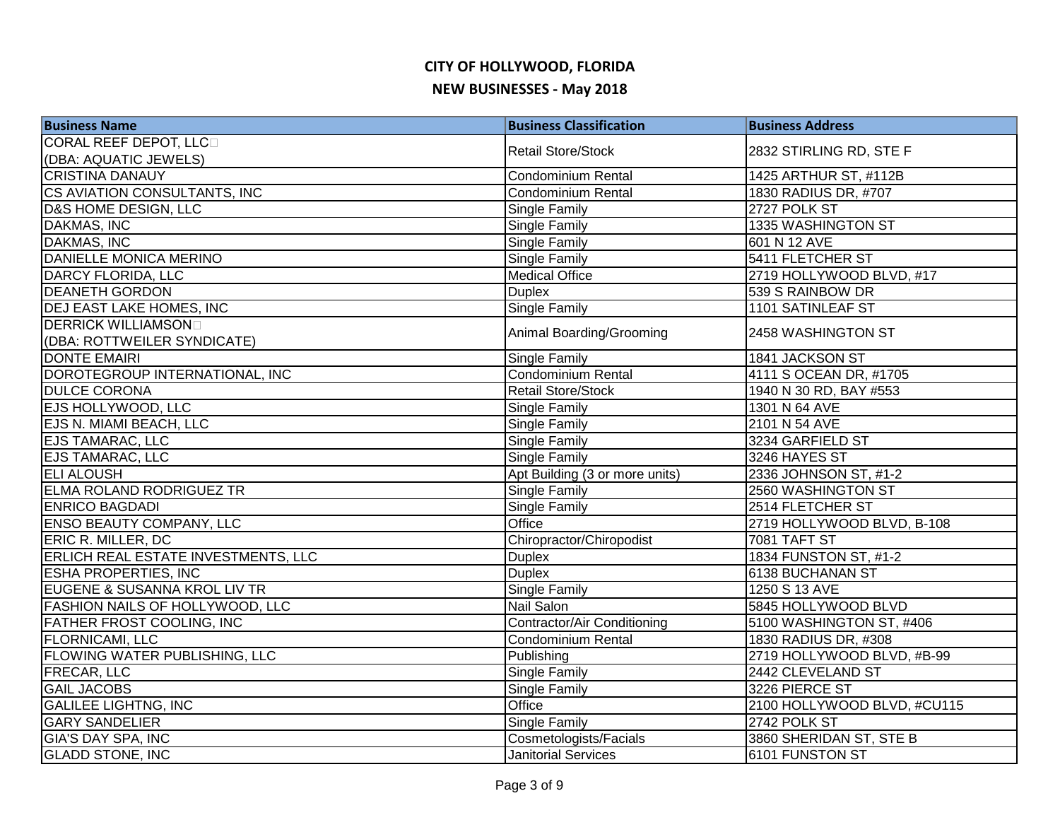# CITY OF HOLLYWOOD, FLORIDA

## NEW BUSINESSES - May 2018

| Business Name | Business Classification | Business Address |
|---|---|---|
| CORAL REEF DEPOT, LLC (DBA: AQUATIC JEWELS) | Retail Store/Stock | 2832 STIRLING RD, STE F |
| CRISTINA DANAUY | Condominium Rental | 1425 ARTHUR ST, #112B |
| CS AVIATION CONSULTANTS, INC | Condominium Rental | 1830 RADIUS DR, #707 |
| D&S HOME DESIGN, LLC | Single Family | 2727 POLK ST |
| DAKMAS, INC | Single Family | 1335 WASHINGTON ST |
| DAKMAS, INC | Single Family | 601 N 12 AVE |
| DANIELLE MONICA MERINO | Single Family | 5411 FLETCHER ST |
| DARCY FLORIDA, LLC | Medical Office | 2719 HOLLYWOOD BLVD, #17 |
| DEANETH GORDON | Duplex | 539 S RAINBOW DR |
| DEJ EAST LAKE HOMES, INC | Single Family | 1101 SATINLEAF ST |
| DERRICK WILLIAMSON (DBA: ROTTWEILER SYNDICATE) | Animal Boarding/Grooming | 2458 WASHINGTON ST |
| DONTE EMAIRI | Single Family | 1841 JACKSON ST |
| DOROTEGROUP INTERNATIONAL, INC | Condominium Rental | 4111 S OCEAN DR, #1705 |
| DULCE CORONA | Retail Store/Stock | 1940 N 30 RD, BAY #553 |
| EJS HOLLYWOOD, LLC | Single Family | 1301 N 64 AVE |
| EJS N. MIAMI BEACH, LLC | Single Family | 2101 N 54 AVE |
| EJS TAMARAC, LLC | Single Family | 3234 GARFIELD ST |
| EJS TAMARAC, LLC | Single Family | 3246 HAYES ST |
| ELI ALOUSH | Apt Building (3 or more units) | 2336 JOHNSON ST, #1-2 |
| ELMA ROLAND RODRIGUEZ TR | Single Family | 2560 WASHINGTON ST |
| ENRICO BAGDADI | Single Family | 2514 FLETCHER ST |
| ENSO BEAUTY COMPANY, LLC | Office | 2719 HOLLYWOOD BLVD, B-108 |
| ERIC R. MILLER, DC | Chiropractor/Chiropodist | 7081 TAFT ST |
| ERLICH REAL ESTATE INVESTMENTS, LLC | Duplex | 1834 FUNSTON ST, #1-2 |
| ESHA PROPERTIES, INC | Duplex | 6138 BUCHANAN ST |
| EUGENE & SUSANNA KROL LIV TR | Single Family | 1250 S 13 AVE |
| FASHION NAILS OF HOLLYWOOD, LLC | Nail Salon | 5845 HOLLYWOOD BLVD |
| FATHER FROST COOLING, INC | Contractor/Air Conditioning | 5100 WASHINGTON ST, #406 |
| FLORNICAMI, LLC | Condominium Rental | 1830 RADIUS DR, #308 |
| FLOWING WATER PUBLISHING, LLC | Publishing | 2719 HOLLYWOOD BLVD, #B-99 |
| FRECAR, LLC | Single Family | 2442 CLEVELAND ST |
| GAIL JACOBS | Single Family | 3226 PIERCE ST |
| GALILEE LIGHTNG, INC | Office | 2100 HOLLYWOOD BLVD, #CU115 |
| GARY SANDELIER | Single Family | 2742 POLK ST |
| GIA'S DAY SPA, INC | Cosmetologists/Facials | 3860 SHERIDAN ST, STE B |
| GLADD STONE, INC | Janitorial Services | 6101 FUNSTON ST |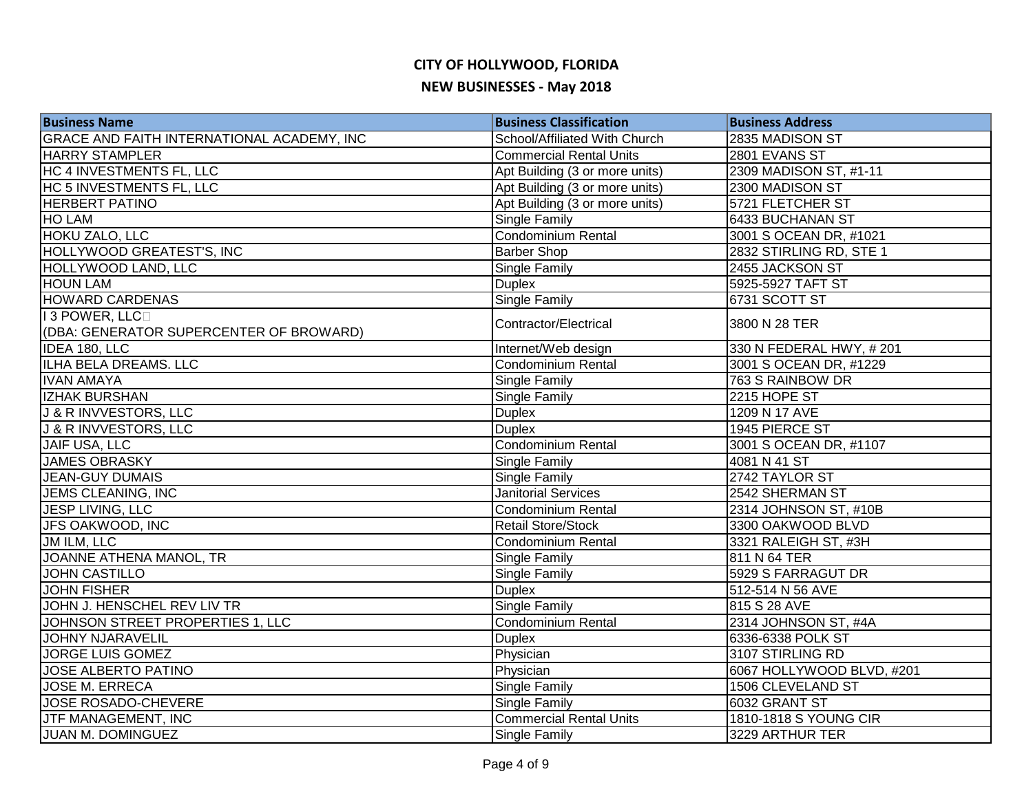# CITY OF HOLLYWOOD, FLORIDA

## NEW BUSINESSES - May 2018

| Business Name | Business Classification | Business Address |
|---|---|---|
| GRACE AND FAITH INTERNATIONAL ACADEMY, INC | School/Affiliated With Church | 2835 MADISON ST |
| HARRY STAMPLER | Commercial Rental Units | 2801 EVANS ST |
| HC 4 INVESTMENTS FL, LLC | Apt Building (3 or more units) | 2309 MADISON ST, #1-11 |
| HC 5 INVESTMENTS FL, LLC | Apt Building (3 or more units) | 2300 MADISON ST |
| HERBERT PATINO | Apt Building (3 or more units) | 5721 FLETCHER ST |
| HO LAM | Single Family | 6433 BUCHANAN ST |
| HOKU ZALO, LLC | Condominium Rental | 3001 S OCEAN DR, #1021 |
| HOLLYWOOD GREATEST'S, INC | Barber Shop | 2832 STIRLING RD, STE 1 |
| HOLLYWOOD LAND, LLC | Single Family | 2455 JACKSON ST |
| HOUN LAM | Duplex | 5925-5927 TAFT ST |
| HOWARD CARDENAS | Single Family | 6731 SCOTT ST |
| I 3 POWER, LLC (DBA: GENERATOR SUPERCENTER OF BROWARD) | Contractor/Electrical | 3800 N 28 TER |
| IDEA 180, LLC | Internet/Web design | 330 N FEDERAL HWY, # 201 |
| ILHA BELA DREAMS. LLC | Condominium Rental | 3001 S OCEAN DR, #1229 |
| IVAN AMAYA | Single Family | 763 S RAINBOW DR |
| IZHAK BURSHAN | Single Family | 2215 HOPE ST |
| J & R INVVESTORS, LLC | Duplex | 1209 N 17 AVE |
| J & R INVVESTORS, LLC | Duplex | 1945 PIERCE ST |
| JAIF USA, LLC | Condominium Rental | 3001 S OCEAN DR, #1107 |
| JAMES OBRASKY | Single Family | 4081 N 41 ST |
| JEAN-GUY DUMAIS | Single Family | 2742 TAYLOR ST |
| JEMS CLEANING, INC | Janitorial Services | 2542 SHERMAN ST |
| JESP LIVING, LLC | Condominium Rental | 2314 JOHNSON ST, #10B |
| JFS OAKWOOD, INC | Retail Store/Stock | 3300 OAKWOOD BLVD |
| JM ILM, LLC | Condominium Rental | 3321 RALEIGH ST, #3H |
| JOANNE ATHENA MANOL, TR | Single Family | 811 N 64 TER |
| JOHN CASTILLO | Single Family | 5929 S FARRAGUT DR |
| JOHN FISHER | Duplex | 512-514 N 56 AVE |
| JOHN J. HENSCHEL REV LIV TR | Single Family | 815 S 28 AVE |
| JOHNSON STREET PROPERTIES 1, LLC | Condominium Rental | 2314 JOHNSON ST, #4A |
| JOHNY NJARAVELIL | Duplex | 6336-6338 POLK ST |
| JORGE LUIS GOMEZ | Physician | 3107 STIRLING RD |
| JOSE ALBERTO PATINO | Physician | 6067 HOLLYWOOD BLVD, #201 |
| JOSE M. ERRECA | Single Family | 1506 CLEVELAND ST |
| JOSE ROSADO-CHEVERE | Single Family | 6032 GRANT ST |
| JTF MANAGEMENT, INC | Commercial Rental Units | 1810-1818 S YOUNG CIR |
| JUAN M. DOMINGUEZ | Single Family | 3229 ARTHUR TER |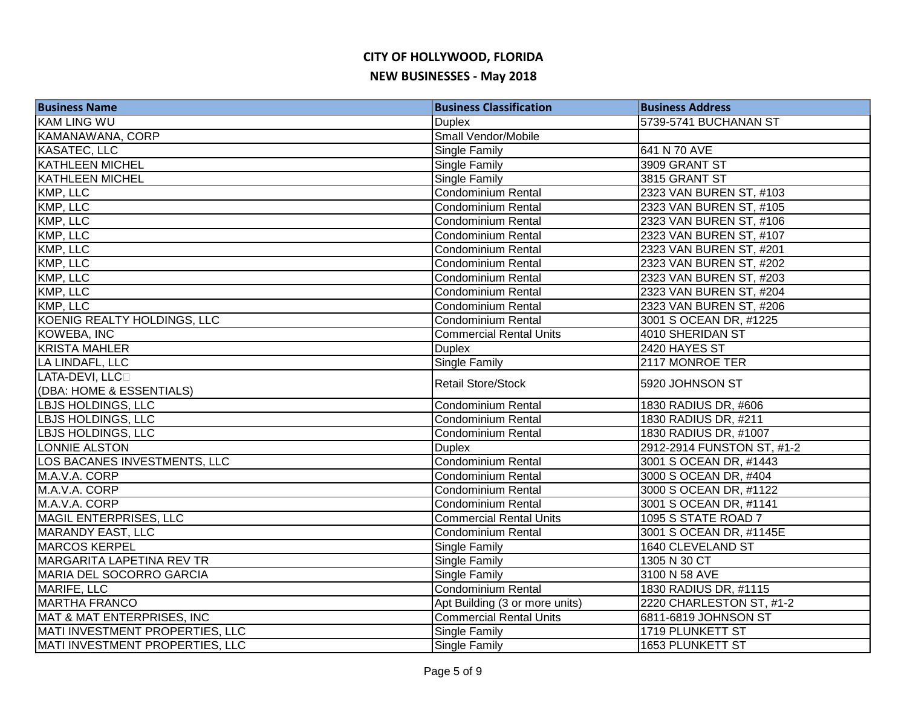# CITY OF HOLLYWOOD, FLORIDA

## NEW BUSINESSES - May 2018

| Business Name | Business Classification | Business Address |
|---|---|---|
| KAM LING WU | Duplex | 5739-5741 BUCHANAN ST |
| KAMANAWANA, CORP | Small Vendor/Mobile | |
| KASATEC, LLC | Single Family | 641 N 70 AVE |
| KATHLEEN MICHEL | Single Family | 3909 GRANT ST |
| KATHLEEN MICHEL | Single Family | 3815 GRANT ST |
| KMP, LLC | Condominium Rental | 2323 VAN BUREN ST, #103 |
| KMP, LLC | Condominium Rental | 2323 VAN BUREN ST, #105 |
| KMP, LLC | Condominium Rental | 2323 VAN BUREN ST, #106 |
| KMP, LLC | Condominium Rental | 2323 VAN BUREN ST, #107 |
| KMP, LLC | Condominium Rental | 2323 VAN BUREN ST, #201 |
| KMP, LLC | Condominium Rental | 2323 VAN BUREN ST, #202 |
| KMP, LLC | Condominium Rental | 2323 VAN BUREN ST, #203 |
| KMP, LLC | Condominium Rental | 2323 VAN BUREN ST, #204 |
| KMP, LLC | Condominium Rental | 2323 VAN BUREN ST, #206 |
| KOENIG REALTY HOLDINGS, LLC | Condominium Rental | 3001 S OCEAN DR, #1225 |
| KOWEBA, INC | Commercial Rental Units | 4010 SHERIDAN ST |
| KRISTA MAHLER | Duplex | 2420 HAYES ST |
| LA LINDAFL, LLC | Single Family | 2117 MONROE TER |
| LATA-DEVI, LLC (DBA: HOME & ESSENTIALS) | Retail Store/Stock | 5920 JOHNSON ST |
| LBJS HOLDINGS, LLC | Condominium Rental | 1830 RADIUS DR, #606 |
| LBJS HOLDINGS, LLC | Condominium Rental | 1830 RADIUS DR, #211 |
| LBJS HOLDINGS, LLC | Condominium Rental | 1830 RADIUS DR, #1007 |
| LONNIE ALSTON | Duplex | 2912-2914 FUNSTON ST, #1-2 |
| LOS BACANES INVESTMENTS, LLC | Condominium Rental | 3001 S OCEAN DR, #1443 |
| M.A.V.A. CORP | Condominium Rental | 3000 S OCEAN DR, #404 |
| M.A.V.A. CORP | Condominium Rental | 3000 S OCEAN DR, #1122 |
| M.A.V.A. CORP | Condominium Rental | 3001 S OCEAN DR, #1141 |
| MAGIL ENTERPRISES, LLC | Commercial Rental Units | 1095 S STATE ROAD 7 |
| MARANDY EAST, LLC | Condominium Rental | 3001 S OCEAN DR, #1145E |
| MARCOS KERPEL | Single Family | 1640 CLEVELAND ST |
| MARGARITA LAPETINA REV TR | Single Family | 1305 N 30 CT |
| MARIA DEL SOCORRO GARCIA | Single Family | 3100 N 58 AVE |
| MARIFE, LLC | Condominium Rental | 1830 RADIUS DR, #1115 |
| MARTHA FRANCO | Apt Building (3 or more units) | 2220 CHARLESTON ST, #1-2 |
| MAT & MAT ENTERPRISES, INC | Commercial Rental Units | 6811-6819 JOHNSON ST |
| MATI INVESTMENT PROPERTIES, LLC | Single Family | 1719 PLUNKETT ST |
| MATI INVESTMENT PROPERTIES, LLC | Single Family | 1653 PLUNKETT ST |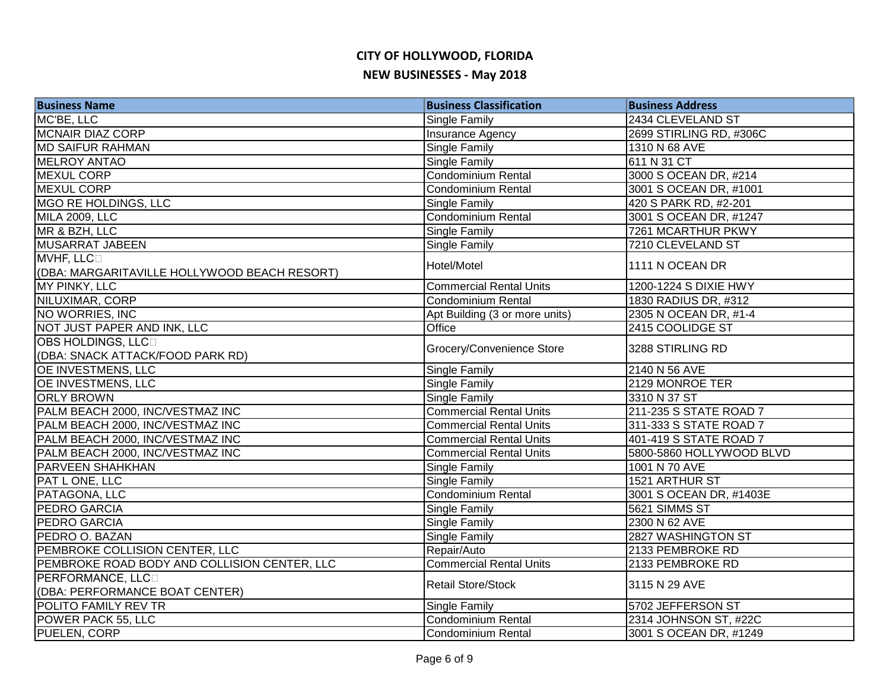# CITY OF HOLLYWOOD, FLORIDA

## NEW BUSINESSES - May 2018

| Business Name | Business Classification | Business Address |
|---|---|---|
| MC'BE, LLC | Single Family | 2434 CLEVELAND ST |
| MCNAIR DIAZ CORP | Insurance Agency | 2699 STIRLING RD, #306C |
| MD SAIFUR RAHMAN | Single Family | 1310 N 68 AVE |
| MELROY ANTAO | Single Family | 611 N 31 CT |
| MEXUL CORP | Condominium Rental | 3000 S OCEAN DR, #214 |
| MEXUL CORP | Condominium Rental | 3001 S OCEAN DR, #1001 |
| MGO RE HOLDINGS, LLC | Single Family | 420 S PARK RD, #2-201 |
| MILA 2009, LLC | Condominium Rental | 3001 S OCEAN DR, #1247 |
| MR & BZH, LLC | Single Family | 7261 MCARTHUR PKWY |
| MUSARRAT JABEEN | Single Family | 7210 CLEVELAND ST |
| MVHF, LLC (DBA: MARGARITAVILLE HOLLYWOOD BEACH RESORT) | Hotel/Motel | 1111 N OCEAN DR |
| MY PINKY, LLC | Commercial Rental Units | 1200-1224 S DIXIE HWY |
| NILUXIMAR, CORP | Condominium Rental | 1830 RADIUS DR, #312 |
| NO WORRIES, INC | Apt Building (3 or more units) | 2305 N OCEAN DR, #1-4 |
| NOT JUST PAPER AND INK, LLC | Office | 2415 COOLIDGE ST |
| OBS HOLDINGS, LLC (DBA: SNACK ATTACK/FOOD PARK RD) | Grocery/Convenience Store | 3288 STIRLING RD |
| OE INVESTMENS, LLC | Single Family | 2140 N 56 AVE |
| OE INVESTMENS, LLC | Single Family | 2129 MONROE TER |
| ORLY BROWN | Single Family | 3310 N 37 ST |
| PALM BEACH 2000, INC/VESTMAZ INC | Commercial Rental Units | 211-235 S STATE ROAD 7 |
| PALM BEACH 2000, INC/VESTMAZ INC | Commercial Rental Units | 311-333 S STATE ROAD 7 |
| PALM BEACH 2000, INC/VESTMAZ INC | Commercial Rental Units | 401-419 S STATE ROAD 7 |
| PALM BEACH 2000, INC/VESTMAZ INC | Commercial Rental Units | 5800-5860 HOLLYWOOD BLVD |
| PARVEEN SHAHKHAN | Single Family | 1001 N 70 AVE |
| PAT L ONE, LLC | Single Family | 1521 ARTHUR ST |
| PATAGONA, LLC | Condominium Rental | 3001 S OCEAN DR, #1403E |
| PEDRO GARCIA | Single Family | 5621 SIMMS ST |
| PEDRO GARCIA | Single Family | 2300 N 62 AVE |
| PEDRO O. BAZAN | Single Family | 2827 WASHINGTON ST |
| PEMBROKE COLLISION CENTER, LLC | Repair/Auto | 2133 PEMBROKE RD |
| PEMBROKE ROAD BODY AND COLLISION CENTER, LLC | Commercial Rental Units | 2133 PEMBROKE RD |
| PERFORMANCE, LLC (DBA: PERFORMANCE BOAT CENTER) | Retail Store/Stock | 3115 N 29 AVE |
| POLITO FAMILY REV TR | Single Family | 5702 JEFFERSON ST |
| POWER PACK 55, LLC | Condominium Rental | 2314 JOHNSON ST, #22C |
| PUELEN, CORP | Condominium Rental | 3001 S OCEAN DR, #1249 |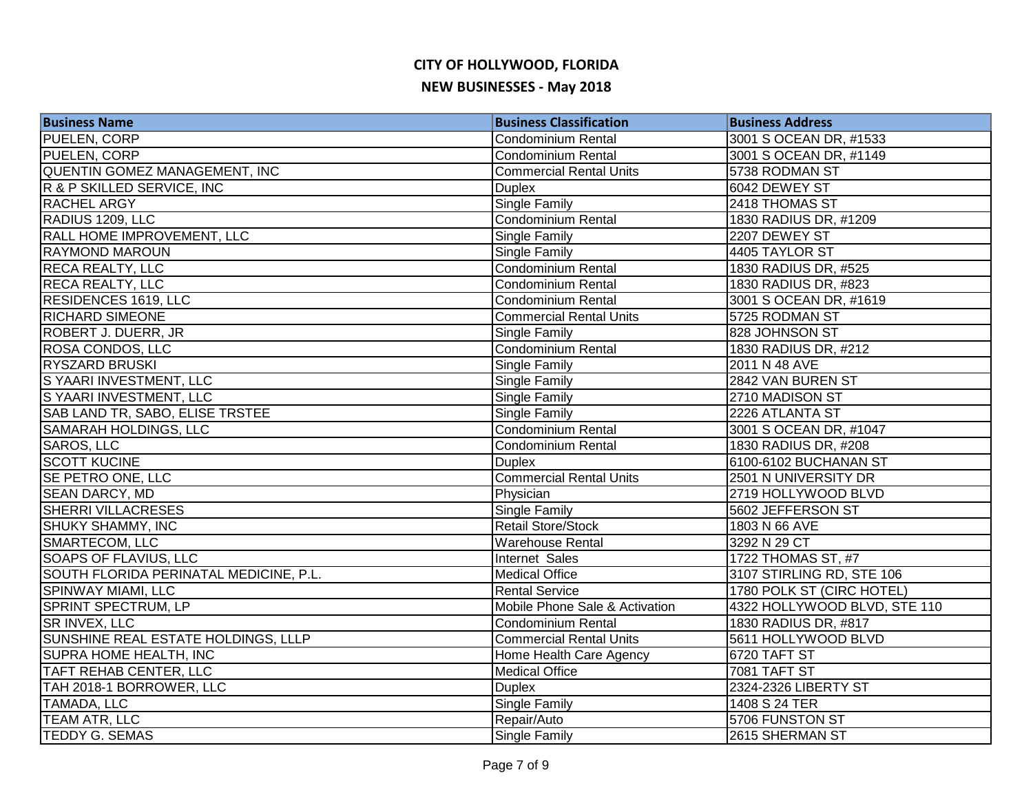# CITY OF HOLLYWOOD, FLORIDA

## NEW BUSINESSES - May 2018

| Business Name | Business Classification | Business Address |
|---|---|---|
| PUELEN, CORP | Condominium Rental | 3001 S OCEAN DR, #1533 |
| PUELEN, CORP | Condominium Rental | 3001 S OCEAN DR, #1149 |
| QUENTIN GOMEZ MANAGEMENT, INC | Commercial Rental Units | 5738 RODMAN ST |
| R & P SKILLED SERVICE, INC | Duplex | 6042 DEWEY ST |
| RACHEL ARGY | Single Family | 2418 THOMAS ST |
| RADIUS 1209, LLC | Condominium Rental | 1830 RADIUS DR, #1209 |
| RALL HOME IMPROVEMENT, LLC | Single Family | 2207 DEWEY ST |
| RAYMOND MAROUN | Single Family | 4405 TAYLOR ST |
| RECA REALTY, LLC | Condominium Rental | 1830 RADIUS DR, #525 |
| RECA REALTY, LLC | Condominium Rental | 1830 RADIUS DR, #823 |
| RESIDENCES 1619, LLC | Condominium Rental | 3001 S OCEAN DR, #1619 |
| RICHARD SIMEONE | Commercial Rental Units | 5725 RODMAN ST |
| ROBERT J. DUERR, JR | Single Family | 828 JOHNSON ST |
| ROSA CONDOS, LLC | Condominium Rental | 1830 RADIUS DR, #212 |
| RYSZARD BRUSKI | Single Family | 2011 N 48 AVE |
| S YAARI INVESTMENT, LLC | Single Family | 2842 VAN BUREN ST |
| S YAARI INVESTMENT, LLC | Single Family | 2710 MADISON ST |
| SAB LAND TR, SABO, ELISE TRSTEE | Single Family | 2226 ATLANTA ST |
| SAMARAH HOLDINGS, LLC | Condominium Rental | 3001 S OCEAN DR, #1047 |
| SAROS, LLC | Condominium Rental | 1830 RADIUS DR, #208 |
| SCOTT KUCINE | Duplex | 6100-6102 BUCHANAN ST |
| SE PETRO ONE, LLC | Commercial Rental Units | 2501 N UNIVERSITY DR |
| SEAN DARCY, MD | Physician | 2719 HOLLYWOOD BLVD |
| SHERRI VILLACRESES | Single Family | 5602 JEFFERSON ST |
| SHUKY SHAMMY, INC | Retail Store/Stock | 1803 N 66 AVE |
| SMARTECOM, LLC | Warehouse Rental | 3292 N 29 CT |
| SOAPS OF FLAVIUS, LLC | Internet Sales | 1722 THOMAS ST, #7 |
| SOUTH FLORIDA PERINATAL MEDICINE, P.L. | Medical Office | 3107 STIRLING RD, STE 106 |
| SPINWAY MIAMI, LLC | Rental Service | 1780 POLK ST (CIRC HOTEL) |
| SPRINT SPECTRUM, LP | Mobile Phone Sale & Activation | 4322 HOLLYWOOD BLVD, STE 110 |
| SR INVEX, LLC | Condominium Rental | 1830 RADIUS DR, #817 |
| SUNSHINE REAL ESTATE HOLDINGS, LLLP | Commercial Rental Units | 5611 HOLLYWOOD BLVD |
| SUPRA HOME HEALTH, INC | Home Health Care Agency | 6720 TAFT ST |
| TAFT REHAB CENTER, LLC | Medical Office | 7081 TAFT ST |
| TAH 2018-1 BORROWER, LLC | Duplex | 2324-2326 LIBERTY ST |
| TAMADA, LLC | Single Family | 1408 S 24 TER |
| TEAM ATR, LLC | Repair/Auto | 5706 FUNSTON ST |
| TEDDY G. SEMAS | Single Family | 2615 SHERMAN ST |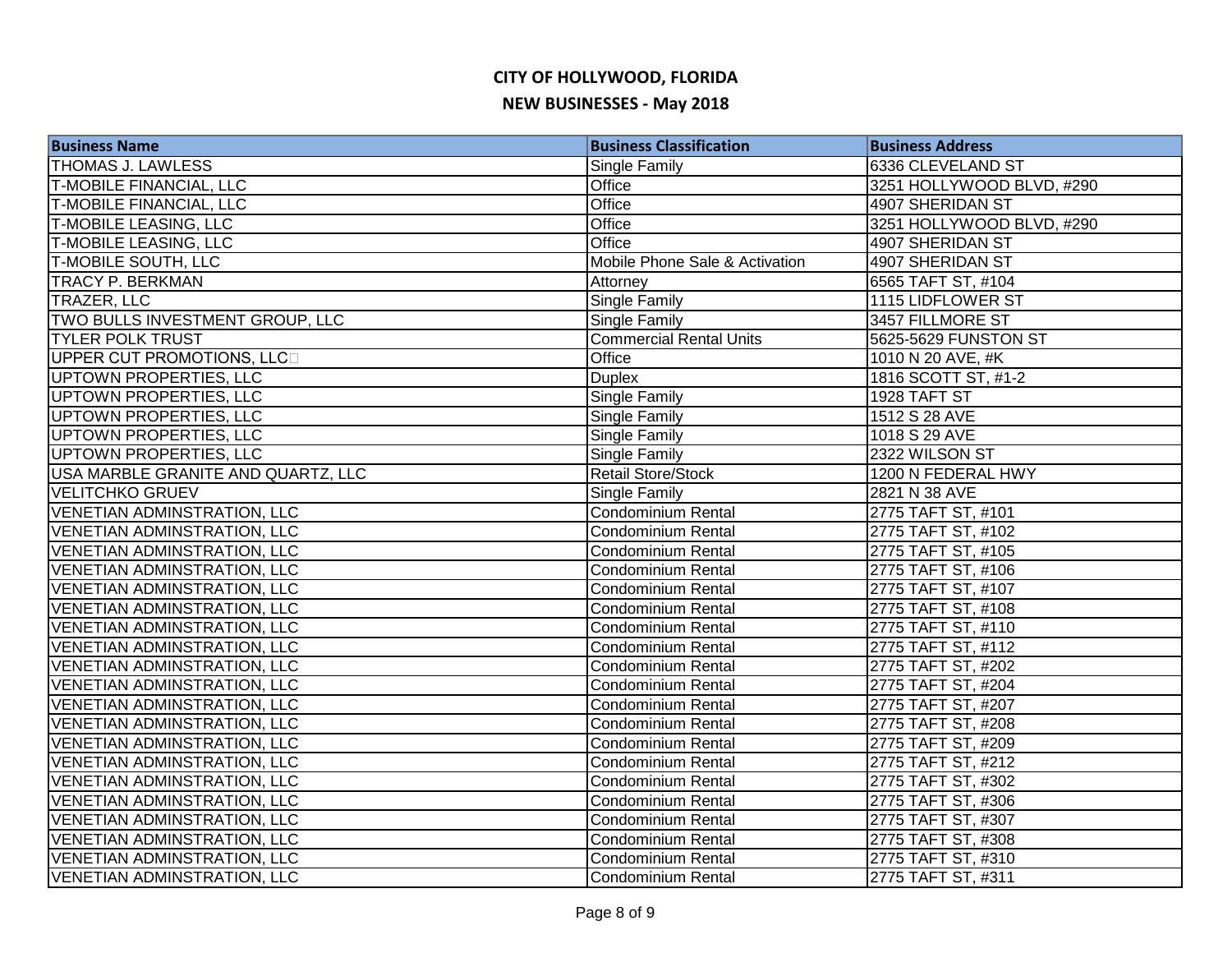# CITY OF HOLLYWOOD, FLORIDA

## NEW BUSINESSES - May 2018

| Business Name | Business Classification | Business Address |
|---|---|---|
| THOMAS J. LAWLESS | Single Family | 6336 CLEVELAND ST |
| T-MOBILE FINANCIAL, LLC | Office | 3251 HOLLYWOOD BLVD, #290 |
| T-MOBILE FINANCIAL, LLC | Office | 4907 SHERIDAN ST |
| T-MOBILE LEASING, LLC | Office | 3251 HOLLYWOOD BLVD, #290 |
| T-MOBILE LEASING, LLC | Office | 4907 SHERIDAN ST |
| T-MOBILE SOUTH, LLC | Mobile Phone Sale & Activation | 4907 SHERIDAN ST |
| TRACY P. BERKMAN | Attorney | 6565 TAFT ST, #104 |
| TRAZER, LLC | Single Family | 1115 LIDFLOWER ST |
| TWO BULLS INVESTMENT GROUP, LLC | Single Family | 3457 FILLMORE ST |
| TYLER POLK TRUST | Commercial Rental Units | 5625-5629 FUNSTON ST |
| UPPER CUT PROMOTIONS, LLC | Office | 1010 N 20 AVE, #K |
| UPTOWN PROPERTIES, LLC | Duplex | 1816 SCOTT ST, #1-2 |
| UPTOWN PROPERTIES, LLC | Single Family | 1928 TAFT ST |
| UPTOWN PROPERTIES, LLC | Single Family | 1512 S 28 AVE |
| UPTOWN PROPERTIES, LLC | Single Family | 1018 S 29 AVE |
| UPTOWN PROPERTIES, LLC | Single Family | 2322 WILSON ST |
| USA MARBLE GRANITE AND QUARTZ, LLC | Retail Store/Stock | 1200 N FEDERAL HWY |
| VELITCHKO GRUEV | Single Family | 2821 N 38 AVE |
| VENETIAN ADMINSTRATION, LLC | Condominium Rental | 2775 TAFT ST, #101 |
| VENETIAN ADMINSTRATION, LLC | Condominium Rental | 2775 TAFT ST, #102 |
| VENETIAN ADMINSTRATION, LLC | Condominium Rental | 2775 TAFT ST, #105 |
| VENETIAN ADMINSTRATION, LLC | Condominium Rental | 2775 TAFT ST, #106 |
| VENETIAN ADMINSTRATION, LLC | Condominium Rental | 2775 TAFT ST, #107 |
| VENETIAN ADMINSTRATION, LLC | Condominium Rental | 2775 TAFT ST, #108 |
| VENETIAN ADMINSTRATION, LLC | Condominium Rental | 2775 TAFT ST, #110 |
| VENETIAN ADMINSTRATION, LLC | Condominium Rental | 2775 TAFT ST, #112 |
| VENETIAN ADMINSTRATION, LLC | Condominium Rental | 2775 TAFT ST, #202 |
| VENETIAN ADMINSTRATION, LLC | Condominium Rental | 2775 TAFT ST, #204 |
| VENETIAN ADMINSTRATION, LLC | Condominium Rental | 2775 TAFT ST, #207 |
| VENETIAN ADMINSTRATION, LLC | Condominium Rental | 2775 TAFT ST, #208 |
| VENETIAN ADMINSTRATION, LLC | Condominium Rental | 2775 TAFT ST, #209 |
| VENETIAN ADMINSTRATION, LLC | Condominium Rental | 2775 TAFT ST, #212 |
| VENETIAN ADMINSTRATION, LLC | Condominium Rental | 2775 TAFT ST, #302 |
| VENETIAN ADMINSTRATION, LLC | Condominium Rental | 2775 TAFT ST, #306 |
| VENETIAN ADMINSTRATION, LLC | Condominium Rental | 2775 TAFT ST, #307 |
| VENETIAN ADMINSTRATION, LLC | Condominium Rental | 2775 TAFT ST, #308 |
| VENETIAN ADMINSTRATION, LLC | Condominium Rental | 2775 TAFT ST, #310 |
| VENETIAN ADMINSTRATION, LLC | Condominium Rental | 2775 TAFT ST, #311 |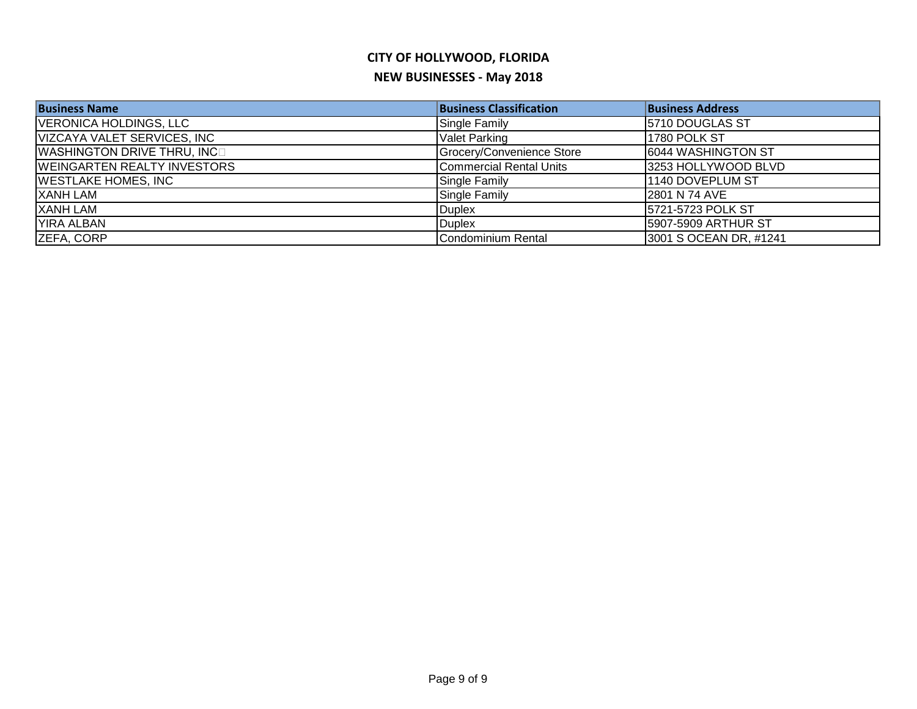# CITY OF HOLLYWOOD, FLORIDA

## NEW BUSINESSES - May 2018

| Business Name | Business Classification | Business Address |
|---|---|---|
| VERONICA HOLDINGS, LLC | Single Family | 5710 DOUGLAS ST |
| VIZCAYA VALET SERVICES, INC | Valet Parking | 1780 POLK ST |
| WASHINGTON DRIVE THRU, INC | Grocery/Convenience Store | 6044 WASHINGTON ST |
| WEINGARTEN REALTY INVESTORS | Commercial Rental Units | 3253 HOLLYWOOD BLVD |
| WESTLAKE HOMES, INC | Single Family | 1140 DOVEPLUM ST |
| XANH LAM | Single Family | 2801 N 74 AVE |
| XANH LAM | Duplex | 5721-5723 POLK ST |
| YIRA ALBAN | Duplex | 5907-5909 ARTHUR ST |
| ZEFA, CORP | Condominium Rental | 3001 S OCEAN DR, #1241 |